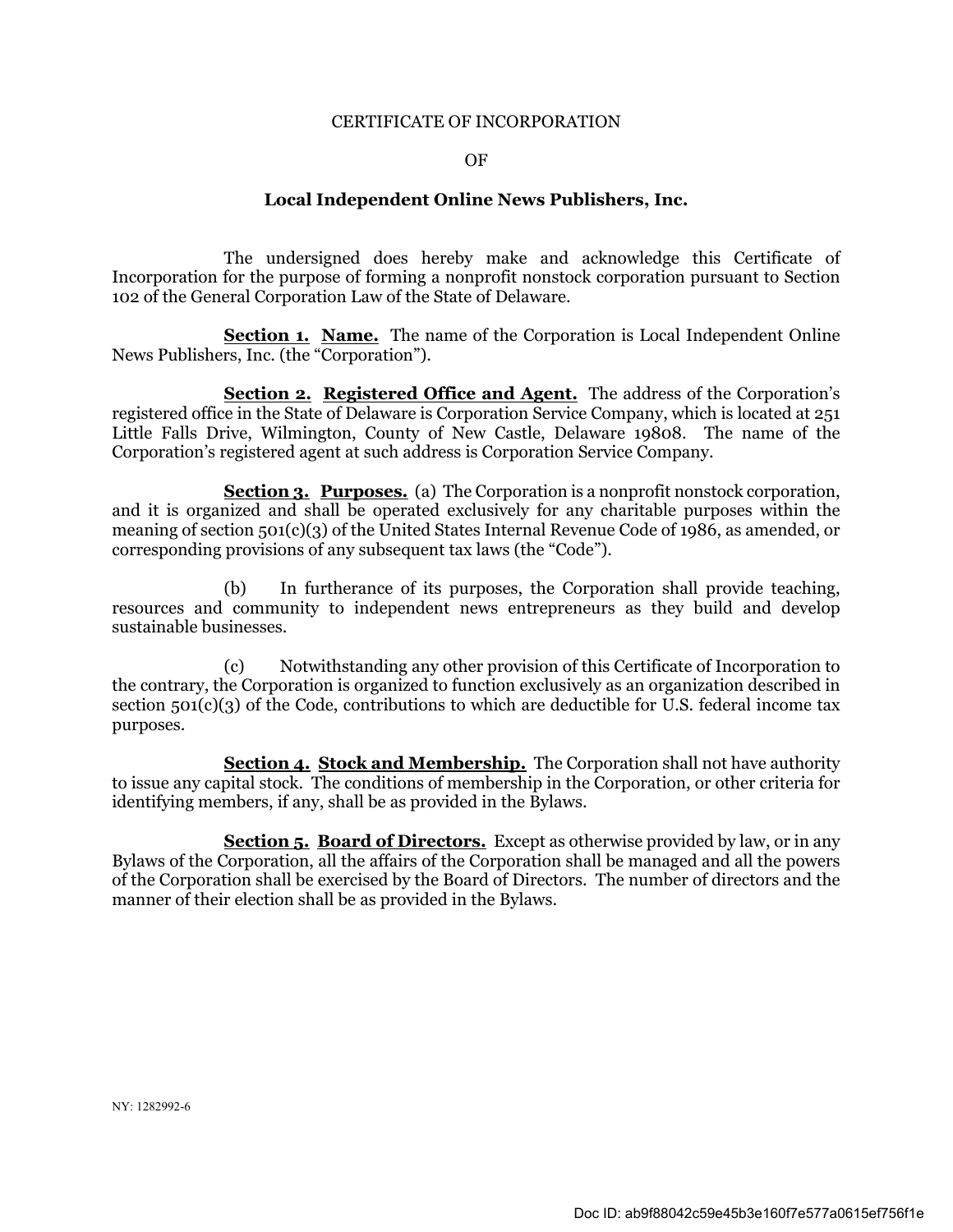CERTIFICATE OF INCORPORATION

OF

**Local Independent Online News Publishers, Inc.**

The undersigned does hereby make and acknowledge this Certificate of Incorporation for the purpose of forming a nonprofit nonstock corporation pursuant to Section 102 of the General Corporation Law of the State of Delaware.

**Section 1. Name.** The name of the Corporation is Local Independent Online News Publishers, Inc. (the "Corporation").

**Section 2. Registered Office and Agent.** The address of the Corporation's registered office in the State of Delaware is Corporation Service Company, which is located at 251 Little Falls Drive, Wilmington, County of New Castle, Delaware 19808. The name of the Corporation's registered agent at such address is Corporation Service Company.

**Section 3. Purposes.** (a) The Corporation is a nonprofit nonstock corporation, and it is organized and shall be operated exclusively for any charitable purposes within the meaning of section 501(c)(3) of the United States Internal Revenue Code of 1986, as amended, or corresponding provisions of any subsequent tax laws (the "Code").

(b) In furtherance of its purposes, the Corporation shall provide teaching, resources and community to independent news entrepreneurs as they build and develop sustainable businesses.

(c) Notwithstanding any other provision of this Certificate of Incorporation to the contrary, the Corporation is organized to function exclusively as an organization described in section 501(c)(3) of the Code, contributions to which are deductible for U.S. federal income tax purposes.

**Section 4. Stock and Membership.** The Corporation shall not have authority to issue any capital stock. The conditions of membership in the Corporation, or other criteria for identifying members, if any, shall be as provided in the Bylaws.

**Section 5. Board of Directors.** Except as otherwise provided by law, or in any Bylaws of the Corporation, all the affairs of the Corporation shall be managed and all the powers of the Corporation shall be exercised by the Board of Directors. The number of directors and the manner of their election shall be as provided in the Bylaws.

NY: 1282992-6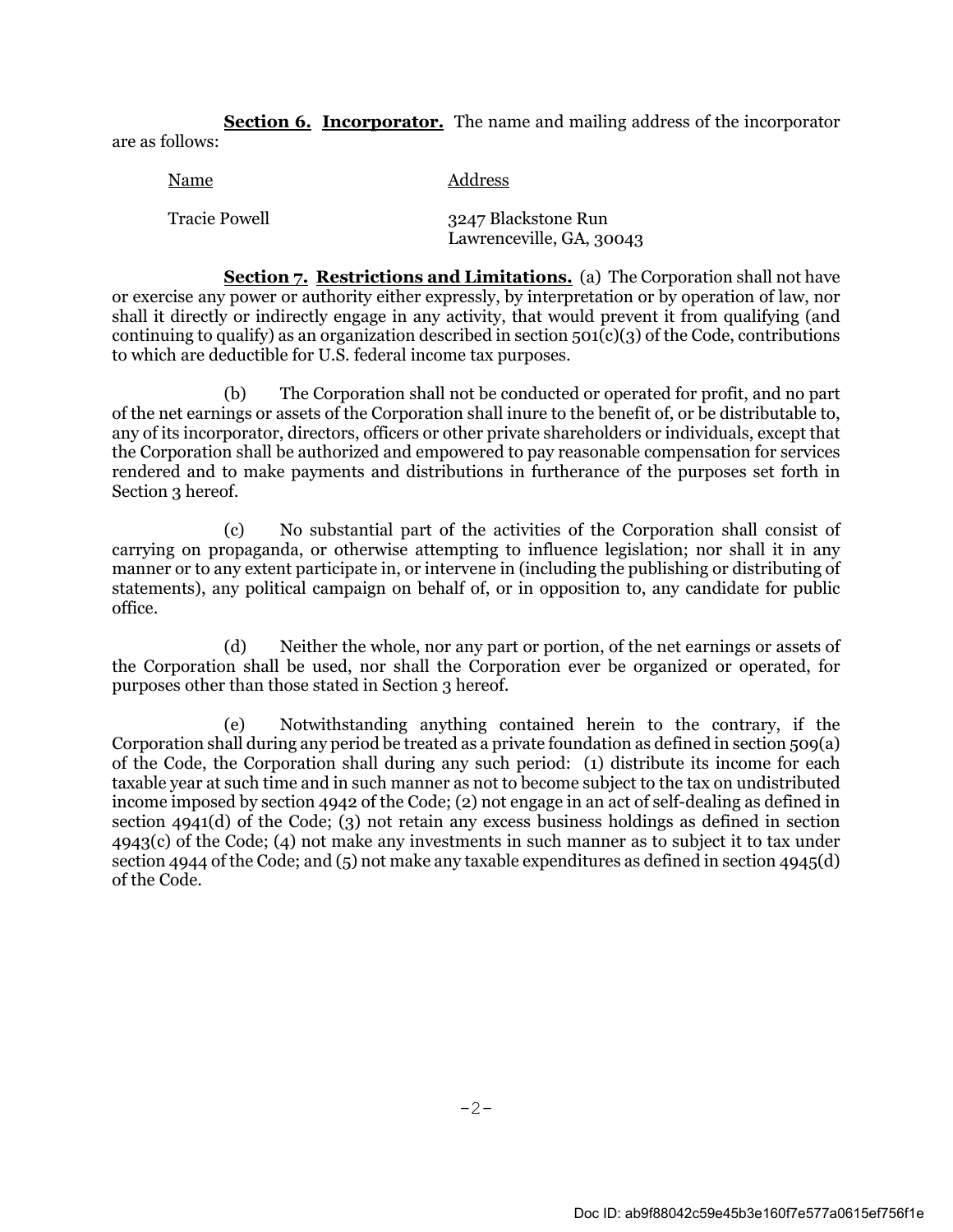**Section 6. Incorporator.** The name and mailing address of the incorporator are as follows:

| Name | Address |
| --- | --- |
| Tracie Powell | 3247 Blackstone Run<br>Lawrenceville, GA, 30043 |

**Section 7. Restrictions and Limitations.** (a) The Corporation shall not have or exercise any power or authority either expressly, by interpretation or by operation of law, nor shall it directly or indirectly engage in any activity, that would prevent it from qualifying (and continuing to qualify) as an organization described in section 501(c)(3) of the Code, contributions to which are deductible for U.S. federal income tax purposes.

(b) The Corporation shall not be conducted or operated for profit, and no part of the net earnings or assets of the Corporation shall inure to the benefit of, or be distributable to, any of its incorporator, directors, officers or other private shareholders or individuals, except that the Corporation shall be authorized and empowered to pay reasonable compensation for services rendered and to make payments and distributions in furtherance of the purposes set forth in Section 3 hereof.

(c) No substantial part of the activities of the Corporation shall consist of carrying on propaganda, or otherwise attempting to influence legislation; nor shall it in any manner or to any extent participate in, or intervene in (including the publishing or distributing of statements), any political campaign on behalf of, or in opposition to, any candidate for public office.

(d) Neither the whole, nor any part or portion, of the net earnings or assets of the Corporation shall be used, nor shall the Corporation ever be organized or operated, for purposes other than those stated in Section 3 hereof.

(e) Notwithstanding anything contained herein to the contrary, if the Corporation shall during any period be treated as a private foundation as defined in section 509(a) of the Code, the Corporation shall during any such period: (1) distribute its income for each taxable year at such time and in such manner as not to become subject to the tax on undistributed income imposed by section 4942 of the Code; (2) not engage in an act of self-dealing as defined in section 4941(d) of the Code; (3) not retain any excess business holdings as defined in section 4943(c) of the Code; (4) not make any investments in such manner as to subject it to tax under section 4944 of the Code; and (5) not make any taxable expenditures as defined in section 4945(d) of the Code.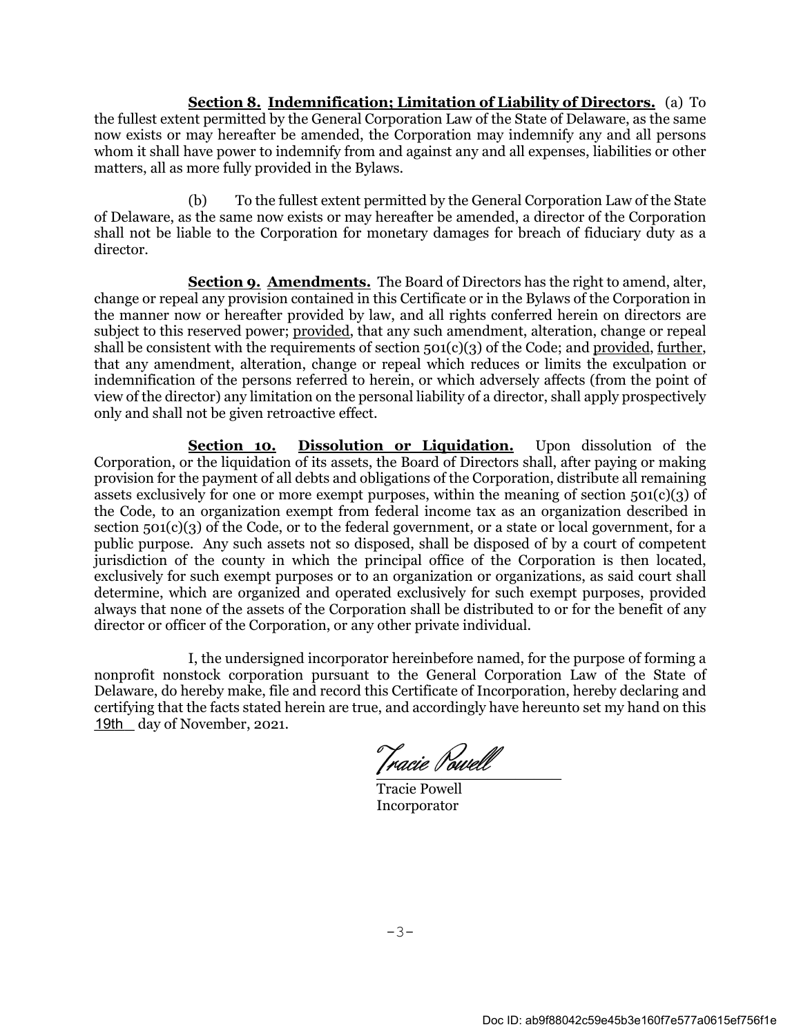**Section 8. Indemnification; Limitation of Liability of Directors.** (a) To the fullest extent permitted by the General Corporation Law of the State of Delaware, as the same now exists or may hereafter be amended, the Corporation may indemnify any and all persons whom it shall have power to indemnify from and against any and all expenses, liabilities or other matters, all as more fully provided in the Bylaws.

(b) To the fullest extent permitted by the General Corporation Law of the State of Delaware, as the same now exists or may hereafter be amended, a director of the Corporation shall not be liable to the Corporation for monetary damages for breach of fiduciary duty as a director.

**Section 9. Amendments.** The Board of Directors has the right to amend, alter, change or repeal any provision contained in this Certificate or in the Bylaws of the Corporation in the manner now or hereafter provided by law, and all rights conferred herein on directors are subject to this reserved power; provided, that any such amendment, alteration, change or repeal shall be consistent with the requirements of section 501(c)(3) of the Code; and provided, further, that any amendment, alteration, change or repeal which reduces or limits the exculpation or indemnification of the persons referred to herein, or which adversely affects (from the point of view of the director) any limitation on the personal liability of a director, shall apply prospectively only and shall not be given retroactive effect.

**Section 10. Dissolution or Liquidation.** Upon dissolution of the Corporation, or the liquidation of its assets, the Board of Directors shall, after paying or making provision for the payment of all debts and obligations of the Corporation, distribute all remaining assets exclusively for one or more exempt purposes, within the meaning of section 501(c)(3) of the Code, to an organization exempt from federal income tax as an organization described in section 501(c)(3) of the Code, or to the federal government, or a state or local government, for a public purpose. Any such assets not so disposed, shall be disposed of by a court of competent jurisdiction of the county in which the principal office of the Corporation is then located, exclusively for such exempt purposes or to an organization or organizations, as said court shall determine, which are organized and operated exclusively for such exempt purposes, provided always that none of the assets of the Corporation shall be distributed to or for the benefit of any director or officer of the Corporation, or any other private individual.

I, the undersigned incorporator hereinbefore named, for the purpose of forming a nonprofit nonstock corporation pursuant to the General Corporation Law of the State of Delaware, do hereby make, file and record this Certificate of Incorporation, hereby declaring and certifying that the facts stated herein are true, and accordingly have hereunto set my hand on this 19th day of November, 2021.

Tracie Powell

Tracie Powell
Incorporator

Doc ID: ab9f88042c59e45b3e160f7e577a0615ef756f1e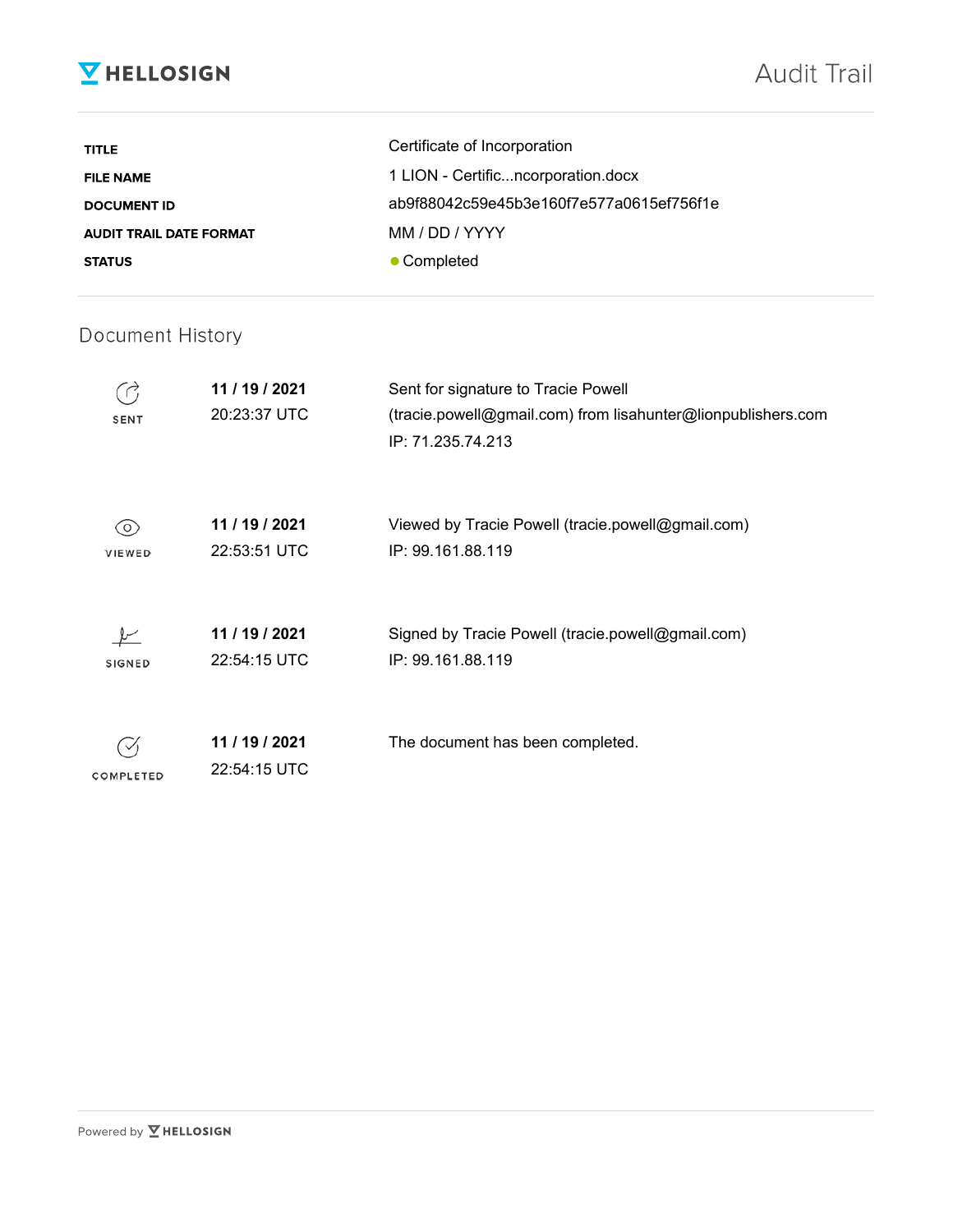HELLOSIGN

# Audit Trail

| | |
|---|---|
| **TITLE** | Certificate of Incorporation |
| **FILE NAME** | 1 LION - Certific...ncorporation.docx |
| **DOCUMENT ID** | ab9f88042c59e45b3e160f7e577a0615ef756f1e |
| **AUDIT TRAIL DATE FORMAT** | MM / DD / YYYY |
| **STATUS** | ● Completed |

## Document History

| | | |
|---|---|---|
| SENT | **11 / 19 / 2021** 20:23:37 UTC | Sent for signature to Tracie Powell (tracie.powell@gmail.com) from lisahunter@lionpublishers.com IP: 71.235.74.213 |
| VIEWED | **11 / 19 / 2021** 22:53:51 UTC | Viewed by Tracie Powell (tracie.powell@gmail.com) IP: 99.161.88.119 |
| SIGNED | **11 / 19 / 2021** 22:54:15 UTC | Signed by Tracie Powell (tracie.powell@gmail.com) IP: 99.161.88.119 |
| COMPLETED | **11 / 19 / 2021** 22:54:15 UTC | The document has been completed. |

Powered by HELLOSIGN